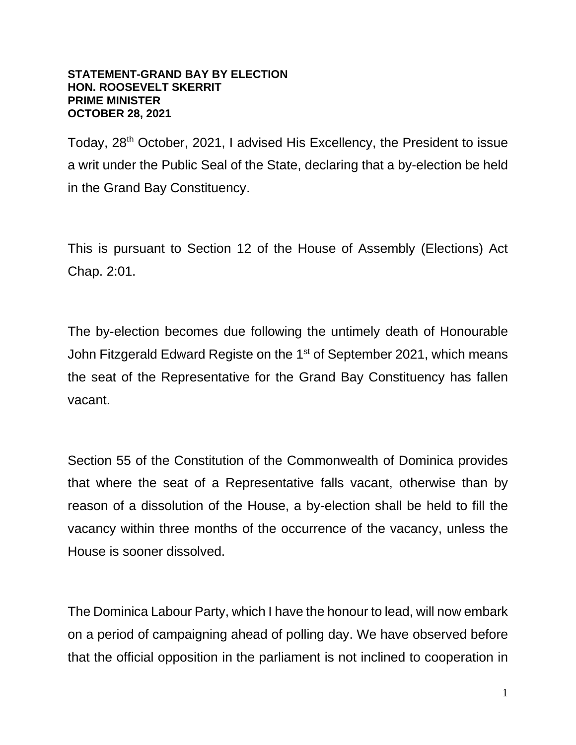**STATEMENT-GRAND BAY BY ELECTION**
**HON. ROOSEVELT SKERRIT**
**PRIME MINISTER**
**OCTOBER 28, 2021**

Today, 28th October, 2021, I advised His Excellency, the President to issue a writ under the Public Seal of the State, declaring that a by-election be held in the Grand Bay Constituency.

This is pursuant to Section 12 of the House of Assembly (Elections) Act Chap. 2:01.

The by-election becomes due following the untimely death of Honourable John Fitzgerald Edward Registe on the 1st of September 2021, which means the seat of the Representative for the Grand Bay Constituency has fallen vacant.

Section 55 of the Constitution of the Commonwealth of Dominica provides that where the seat of a Representative falls vacant, otherwise than by reason of a dissolution of the House, a by-election shall be held to fill the vacancy within three months of the occurrence of the vacancy, unless the House is sooner dissolved.

The Dominica Labour Party, which I have the honour to lead, will now embark on a period of campaigning ahead of polling day. We have observed before that the official opposition in the parliament is not inclined to cooperation in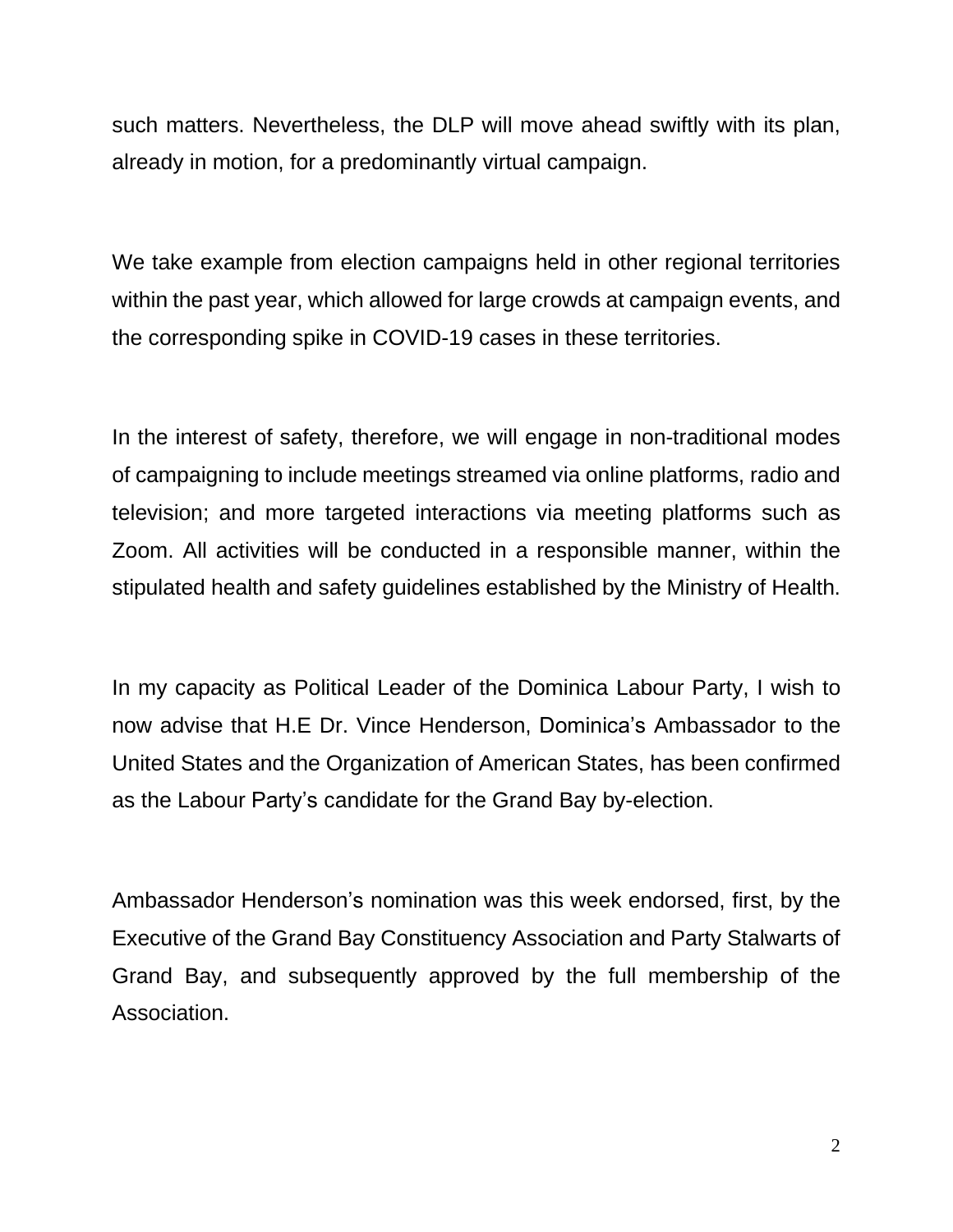such matters. Nevertheless, the DLP will move ahead swiftly with its plan, already in motion, for a predominantly virtual campaign.

We take example from election campaigns held in other regional territories within the past year, which allowed for large crowds at campaign events, and the corresponding spike in COVID-19 cases in these territories.

In the interest of safety, therefore, we will engage in non-traditional modes of campaigning to include meetings streamed via online platforms, radio and television; and more targeted interactions via meeting platforms such as Zoom. All activities will be conducted in a responsible manner, within the stipulated health and safety guidelines established by the Ministry of Health.

In my capacity as Political Leader of the Dominica Labour Party, I wish to now advise that H.E Dr. Vince Henderson, Dominica's Ambassador to the United States and the Organization of American States, has been confirmed as the Labour Party's candidate for the Grand Bay by-election.

Ambassador Henderson's nomination was this week endorsed, first, by the Executive of the Grand Bay Constituency Association and Party Stalwarts of Grand Bay, and subsequently approved by the full membership of the Association.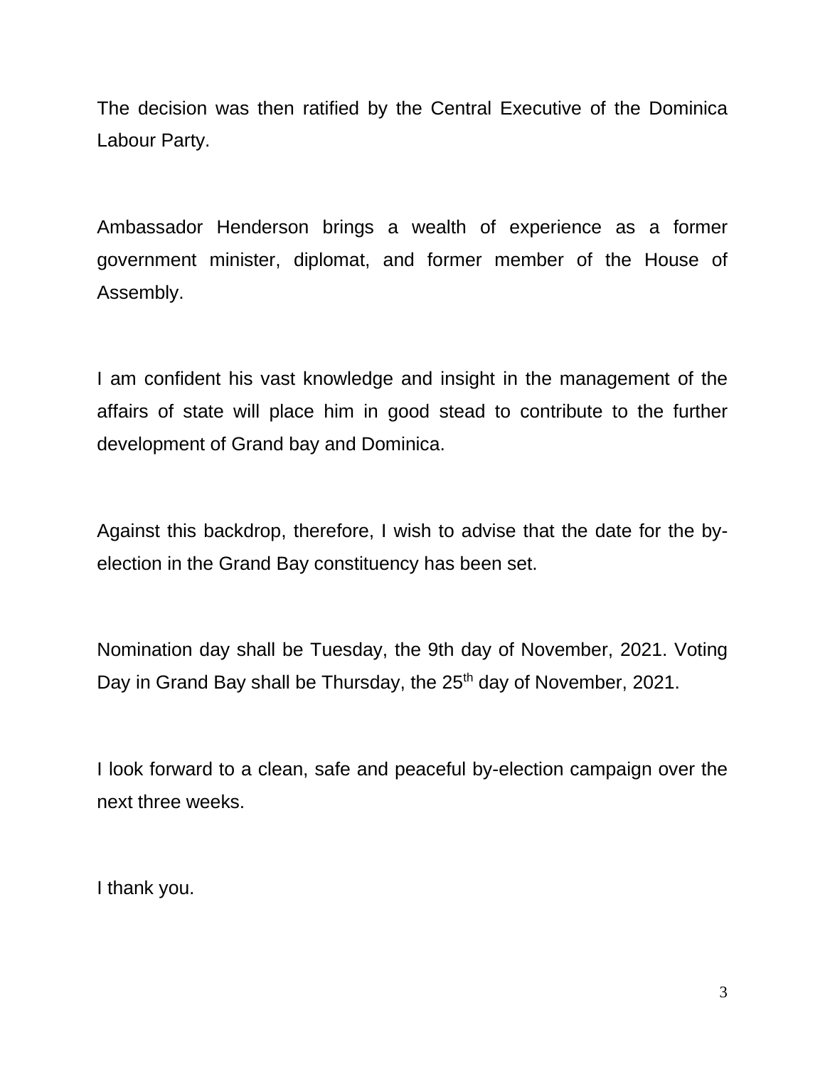The decision was then ratified by the Central Executive of the Dominica Labour Party.

Ambassador Henderson brings a wealth of experience as a former government minister, diplomat, and former member of the House of Assembly.

I am confident his vast knowledge and insight in the management of the affairs of state will place him in good stead to contribute to the further development of Grand bay and Dominica.

Against this backdrop, therefore, I wish to advise that the date for the by-election in the Grand Bay constituency has been set.

Nomination day shall be Tuesday, the 9th day of November, 2021. Voting Day in Grand Bay shall be Thursday, the 25th day of November, 2021.

I look forward to a clean, safe and peaceful by-election campaign over the next three weeks.

I thank you.